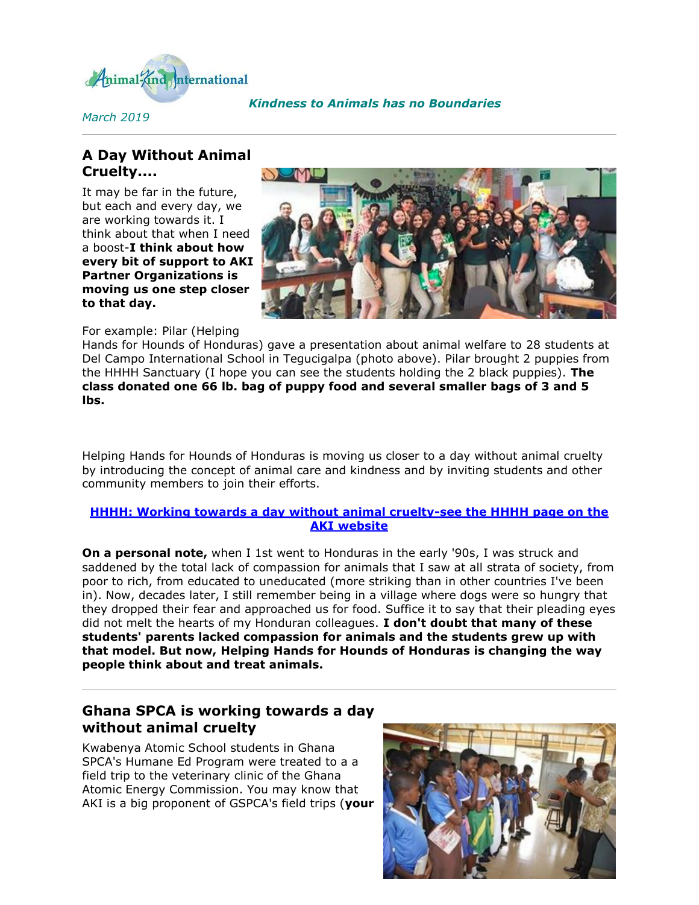Animal-Kind International

*Kindness to Animals has no Boundaries*

*March 2019*

---

## A Day Without Animal Cruelty....

It may be far in the future, but each and every day, we are working towards it. I think about that when I need a boost-**I think about how every bit of support to AKI Partner Organizations is moving us one step closer to that day.**

For example: Pilar (Helping Hands for Hounds of Honduras) gave a presentation about animal welfare to 28 students at Del Campo International School in Tegucigalpa (photo above). Pilar brought 2 puppies from the HHHH Sanctuary (I hope you can see the students holding the 2 black puppies). **The class donated one 66 lb. bag of puppy food and several smaller bags of 3 and 5 lbs.**

Helping Hands for Hounds of Honduras is moving us closer to a day without animal cruelty by introducing the concept of animal care and kindness and by inviting students and other community members to join their efforts.

**HHHH: Working towards a day without animal cruelty-see the HHHH page on the AKI website**

**On a personal note,** when I 1st went to Honduras in the early '90s, I was struck and saddened by the total lack of compassion for animals that I saw at all strata of society, from poor to rich, from educated to uneducated (more striking than in other countries I've been in). Now, decades later, I still remember being in a village where dogs were so hungry that they dropped their fear and approached us for food. Suffice it to say that their pleading eyes did not melt the hearts of my Honduran colleagues. **I don't doubt that many of these students' parents lacked compassion for animals and the students grew up with that model. But now, Helping Hands for Hounds of Honduras is changing the way people think about and treat animals.**

---

## Ghana SPCA is working towards a day without animal cruelty

Kwabenya Atomic School students in Ghana SPCA's Humane Ed Program were treated to a a field trip to the veterinary clinic of the Ghana Atomic Energy Commission. You may know that AKI is a big proponent of GSPCA's field trips (**your**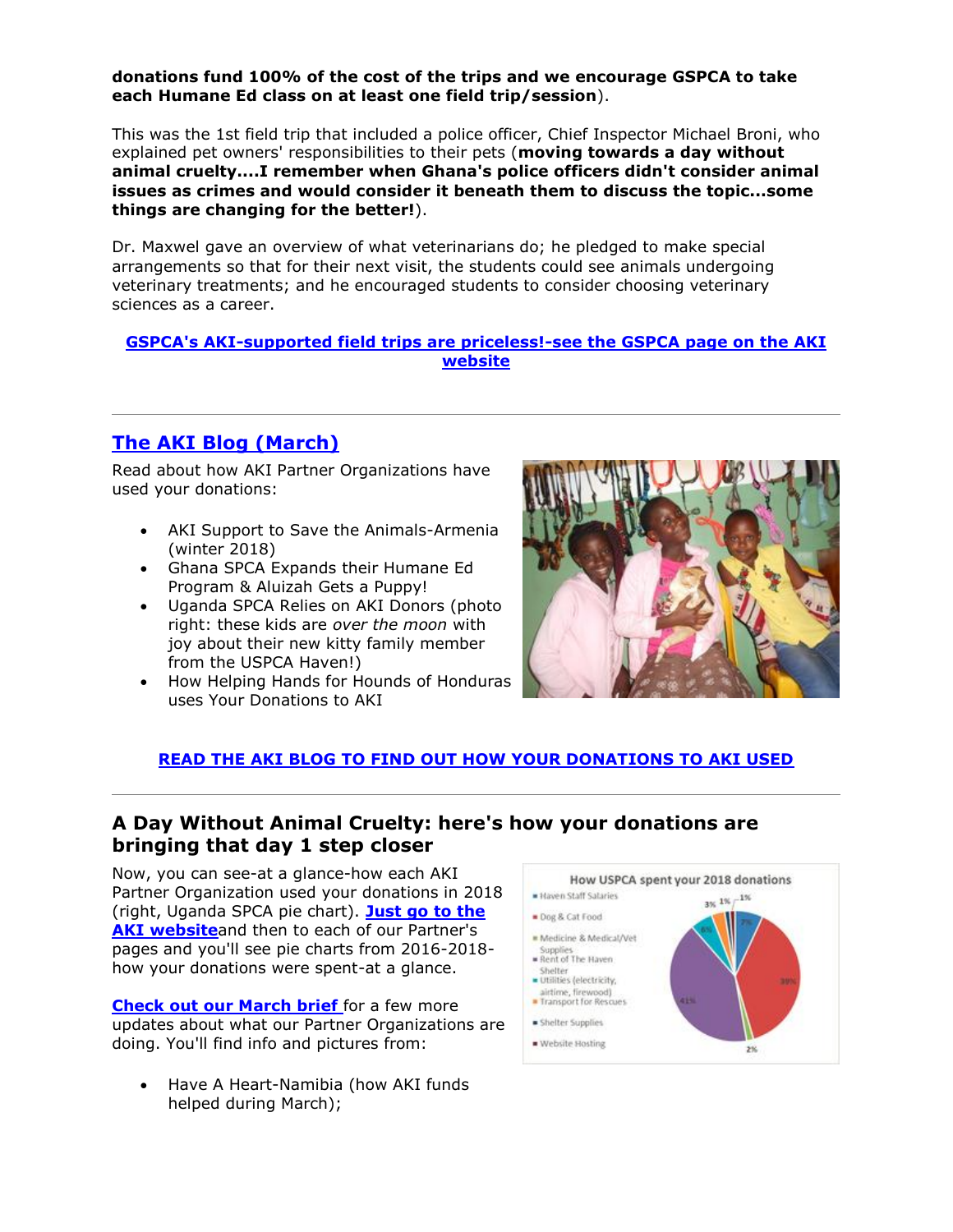**donations fund 100% of the cost of the trips and we encourage GSPCA to take each Humane Ed class on at least one field trip/session**).

This was the 1st field trip that included a police officer, Chief Inspector Michael Broni, who explained pet owners' responsibilities to their pets (**moving towards a day without animal cruelty....I remember when Ghana's police officers didn't consider animal issues as crimes and would consider it beneath them to discuss the topic...some things are changing for the better!**).

Dr. Maxwel gave an overview of what veterinarians do; he pledged to make special arrangements so that for their next visit, the students could see animals undergoing veterinary treatments; and he encouraged students to consider choosing veterinary sciences as a career.

**GSPCA's AKI-supported field trips are priceless!-see the GSPCA page on the AKI website**

---

## The AKI Blog (March)

Read about how AKI Partner Organizations have used your donations:

- AKI Support to Save the Animals-Armenia (winter 2018)
- Ghana SPCA Expands their Humane Ed Program & Aluizah Gets a Puppy!
- Uganda SPCA Relies on AKI Donors (photo right: these kids are *over the moon* with joy about their new kitty family member from the USPCA Haven!)
- How Helping Hands for Hounds of Honduras uses Your Donations to AKI

**READ THE AKI BLOG TO FIND OUT HOW YOUR DONATIONS TO AKI USED**

---

## A Day Without Animal Cruelty: here's how your donations are bringing that day 1 step closer

Now, you can see-at a glance-how each AKI Partner Organization used your donations in 2018 (right, Uganda SPCA pie chart). **Just go to the AKI website** and then to each of our Partner's pages and you'll see pie charts from 2016-2018-how your donations were spent-at a glance.

**Check out our March brief** for a few more updates about what our Partner Organizations are doing. You'll find info and pictures from:

- Have A Heart-Namibia (how AKI funds helped during March);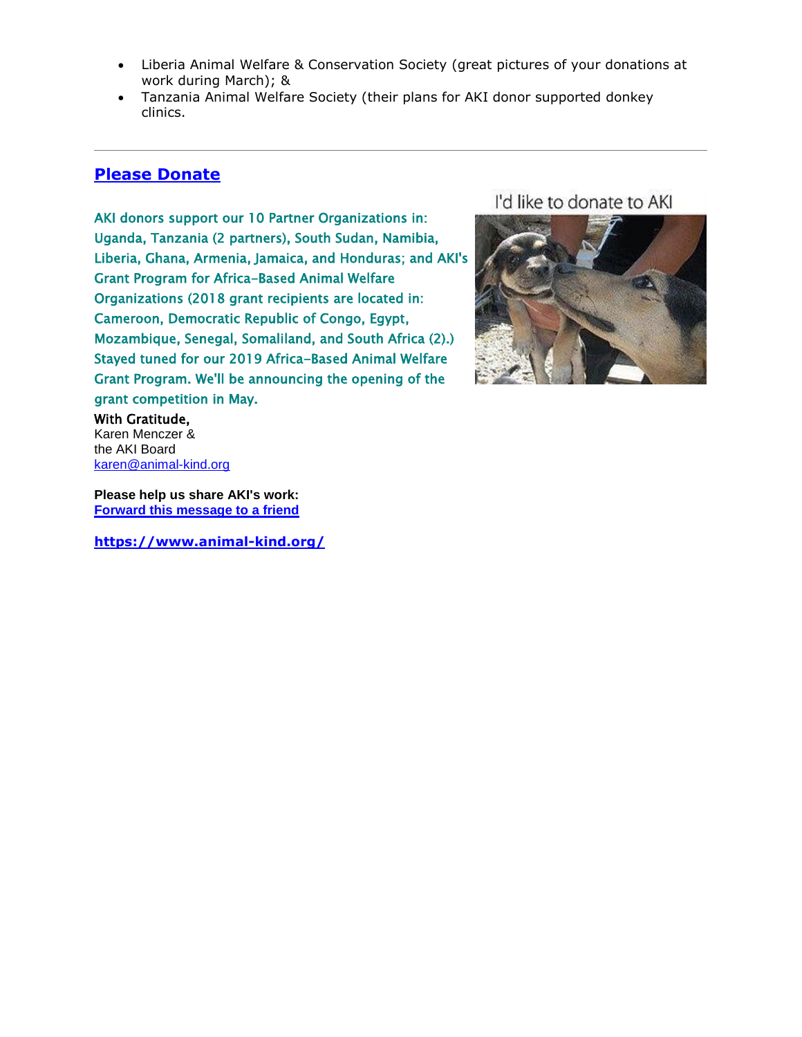- Liberia Animal Welfare & Conservation Society (great pictures of your donations at work during March); &
- Tanzania Animal Welfare Society (their plans for AKI donor supported donkey clinics.

---

## [Please Donate]

AKI donors support our 10 Partner Organizations in: Uganda, Tanzania (2 partners), South Sudan, Namibia, Liberia, Ghana, Armenia, Jamaica, and Honduras; and AKI's Grant Program for Africa-Based Animal Welfare Organizations (2018 grant recipients are located in: Cameroon, Democratic Republic of Congo, Egypt, Mozambique, Senegal, Somaliland, and South Africa (2).) Stayed tuned for our 2019 Africa-Based Animal Welfare Grant Program. We'll be announcing the opening of the grant competition in May.

I'd like to donate to AKI

**With Gratitude,**
Karen Menczer &
the AKI Board
karen@animal-kind.org

**Please help us share AKI's work:**
**[Forward this message to a friend]**

**https://www.animal-kind.org/**